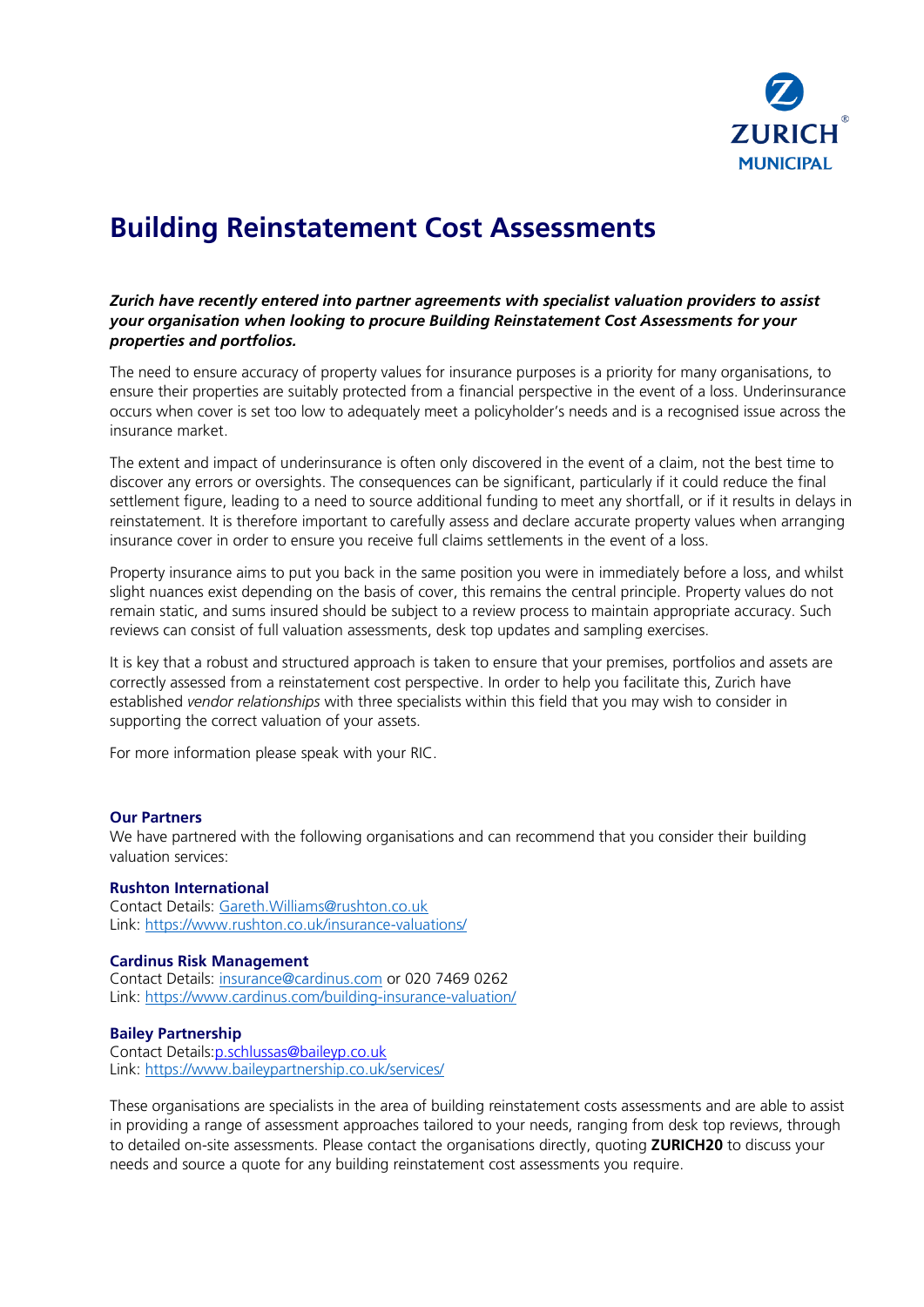ZURICH MUNICIPAL

# Building Reinstatement Cost Assessments

***Zurich have recently entered into partner agreements with specialist valuation providers to assist your organisation when looking to procure Building Reinstatement Cost Assessments for your properties and portfolios.***

The need to ensure accuracy of property values for insurance purposes is a priority for many organisations, to ensure their properties are suitably protected from a financial perspective in the event of a loss. Underinsurance occurs when cover is set too low to adequately meet a policyholder's needs and is a recognised issue across the insurance market.

The extent and impact of underinsurance is often only discovered in the event of a claim, not the best time to discover any errors or oversights. The consequences can be significant, particularly if it could reduce the final settlement figure, leading to a need to source additional funding to meet any shortfall, or if it results in delays in reinstatement. It is therefore important to carefully assess and declare accurate property values when arranging insurance cover in order to ensure you receive full claims settlements in the event of a loss.

Property insurance aims to put you back in the same position you were in immediately before a loss, and whilst slight nuances exist depending on the basis of cover, this remains the central principle. Property values do not remain static, and sums insured should be subject to a review process to maintain appropriate accuracy. Such reviews can consist of full valuation assessments, desk top updates and sampling exercises.

It is key that a robust and structured approach is taken to ensure that your premises, portfolios and assets are correctly assessed from a reinstatement cost perspective. In order to help you facilitate this, Zurich have established *vendor relationships* with three specialists within this field that you may wish to consider in supporting the correct valuation of your assets.

For more information please speak with your RIC.

### Our Partners

We have partnered with the following organisations and can recommend that you consider their building valuation services:

**Rushton International**
Contact Details: Gareth.Williams@rushton.co.uk
Link: https://www.rushton.co.uk/insurance-valuations/

**Cardinus Risk Management**
Contact Details: insurance@cardinus.com or 020 7469 0262
Link: https://www.cardinus.com/building-insurance-valuation/

**Bailey Partnership**
Contact Details: p.schlussas@baileyp.co.uk
Link: https://www.baileypartnership.co.uk/services/

These organisations are specialists in the area of building reinstatement costs assessments and are able to assist in providing a range of assessment approaches tailored to your needs, ranging from desk top reviews, through to detailed on-site assessments. Please contact the organisations directly, quoting **ZURICH20** to discuss your needs and source a quote for any building reinstatement cost assessments you require.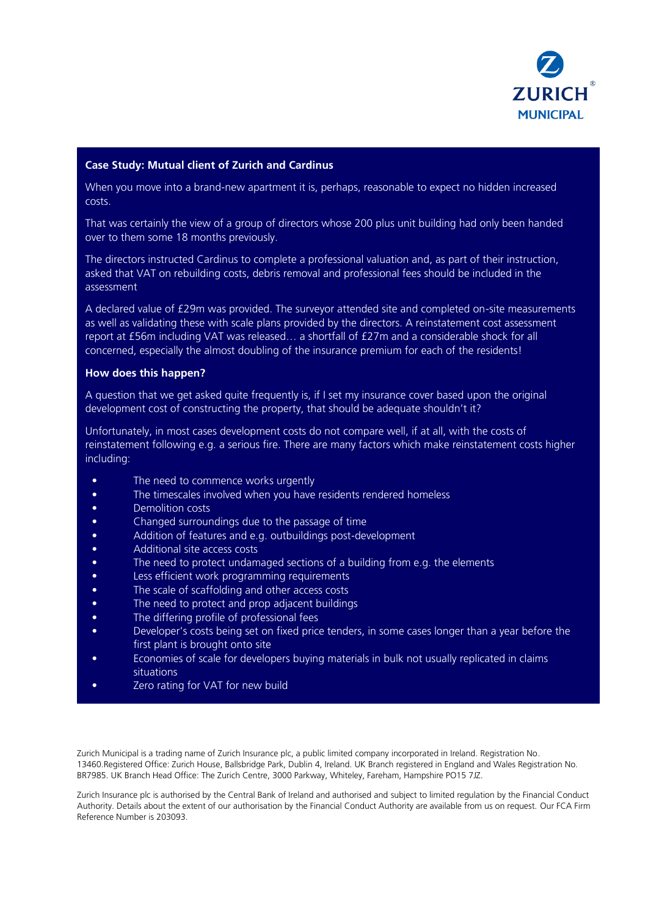**Case Study: Mutual client of Zurich and Cardinus**

When you move into a brand-new apartment it is, perhaps, reasonable to expect no hidden increased costs.

That was certainly the view of a group of directors whose 200 plus unit building had only been handed over to them some 18 months previously.

The directors instructed Cardinus to complete a professional valuation and, as part of their instruction, asked that VAT on rebuilding costs, debris removal and professional fees should be included in the assessment

A declared value of £29m was provided. The surveyor attended site and completed on-site measurements as well as validating these with scale plans provided by the directors. A reinstatement cost assessment report at £56m including VAT was released… a shortfall of £27m and a considerable shock for all concerned, especially the almost doubling of the insurance premium for each of the residents!

**How does this happen?**

A question that we get asked quite frequently is, if I set my insurance cover based upon the original development cost of constructing the property, that should be adequate shouldn't it?

Unfortunately, in most cases development costs do not compare well, if at all, with the costs of reinstatement following e.g. a serious fire. There are many factors which make reinstatement costs higher including:

- The need to commence works urgently
- The timescales involved when you have residents rendered homeless
- Demolition costs
- Changed surroundings due to the passage of time
- Addition of features and e.g. outbuildings post-development
- Additional site access costs
- The need to protect undamaged sections of a building from e.g. the elements
- Less efficient work programming requirements
- The scale of scaffolding and other access costs
- The need to protect and prop adjacent buildings
- The differing profile of professional fees
- Developer's costs being set on fixed price tenders, in some cases longer than a year before the first plant is brought onto site
- Economies of scale for developers buying materials in bulk not usually replicated in claims situations
- Zero rating for VAT for new build

Zurich Municipal is a trading name of Zurich Insurance plc, a public limited company incorporated in Ireland. Registration No. 13460.Registered Office: Zurich House, Ballsbridge Park, Dublin 4, Ireland. UK Branch registered in England and Wales Registration No. BR7985. UK Branch Head Office: The Zurich Centre, 3000 Parkway, Whiteley, Fareham, Hampshire PO15 7JZ.

Zurich Insurance plc is authorised by the Central Bank of Ireland and authorised and subject to limited regulation by the Financial Conduct Authority. Details about the extent of our authorisation by the Financial Conduct Authority are available from us on request. Our FCA Firm Reference Number is 203093.